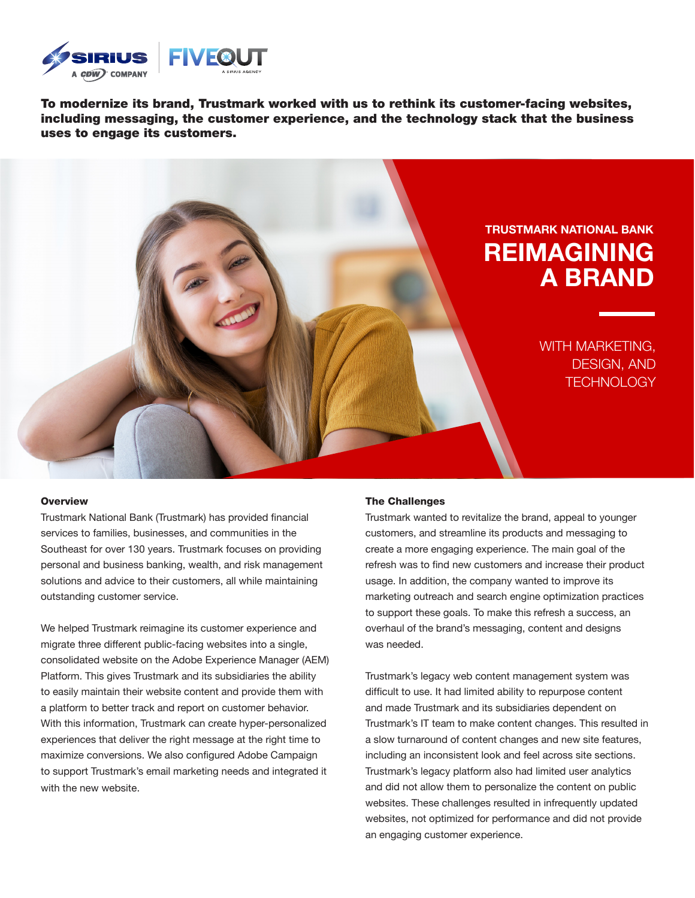**To modernize its brand, Trustmark worked with us to rethink its customer-facing websites, including messaging, the customer experience, and the technology stack that the business uses to engage its customers.**

TRUSTMARK NATIONAL BANK

# REIMAGINING A BRAND

WITH MARKETING, DESIGN, AND TECHNOLOGY

### Overview

Trustmark National Bank (Trustmark) has provided financial services to families, businesses, and communities in the Southeast for over 130 years. Trustmark focuses on providing personal and business banking, wealth, and risk management solutions and advice to their customers, all while maintaining outstanding customer service.

We helped Trustmark reimagine its customer experience and migrate three different public-facing websites into a single, consolidated website on the Adobe Experience Manager (AEM) Platform. This gives Trustmark and its subsidiaries the ability to easily maintain their website content and provide them with a platform to better track and report on customer behavior. With this information, Trustmark can create hyper-personalized experiences that deliver the right message at the right time to maximize conversions. We also configured Adobe Campaign to support Trustmark's email marketing needs and integrated it with the new website.

### The Challenges

Trustmark wanted to revitalize the brand, appeal to younger customers, and streamline its products and messaging to create a more engaging experience. The main goal of the refresh was to find new customers and increase their product usage. In addition, the company wanted to improve its marketing outreach and search engine optimization practices to support these goals. To make this refresh a success, an overhaul of the brand's messaging, content and designs was needed.

Trustmark's legacy web content management system was difficult to use. It had limited ability to repurpose content and made Trustmark and its subsidiaries dependent on Trustmark's IT team to make content changes. This resulted in a slow turnaround of content changes and new site features, including an inconsistent look and feel across site sections. Trustmark's legacy platform also had limited user analytics and did not allow them to personalize the content on public websites. These challenges resulted in infrequently updated websites, not optimized for performance and did not provide an engaging customer experience.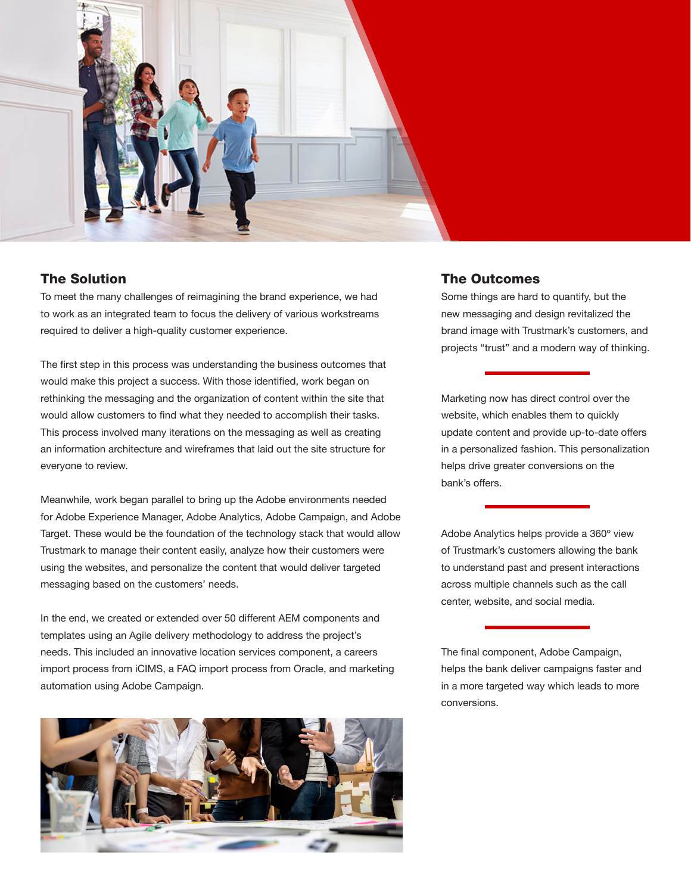## The Solution

To meet the many challenges of reimagining the brand experience, we had to work as an integrated team to focus the delivery of various workstreams required to deliver a high-quality customer experience.

The first step in this process was understanding the business outcomes that would make this project a success. With those identified, work began on rethinking the messaging and the organization of content within the site that would allow customers to find what they needed to accomplish their tasks. This process involved many iterations on the messaging as well as creating an information architecture and wireframes that laid out the site structure for everyone to review.

Meanwhile, work began parallel to bring up the Adobe environments needed for Adobe Experience Manager, Adobe Analytics, Adobe Campaign, and Adobe Target. These would be the foundation of the technology stack that would allow Trustmark to manage their content easily, analyze how their customers were using the websites, and personalize the content that would deliver targeted messaging based on the customers' needs.

In the end, we created or extended over 50 different AEM components and templates using an Agile delivery methodology to address the project's needs. This included an innovative location services component, a careers import process from iCIMS, a FAQ import process from Oracle, and marketing automation using Adobe Campaign.

## The Outcomes

Some things are hard to quantify, but the new messaging and design revitalized the brand image with Trustmark's customers, and projects "trust" and a modern way of thinking.

Marketing now has direct control over the website, which enables them to quickly update content and provide up-to-date offers in a personalized fashion. This personalization helps drive greater conversions on the bank's offers.

Adobe Analytics helps provide a 360º view of Trustmark's customers allowing the bank to understand past and present interactions across multiple channels such as the call center, website, and social media.

The final component, Adobe Campaign, helps the bank deliver campaigns faster and in a more targeted way which leads to more conversions.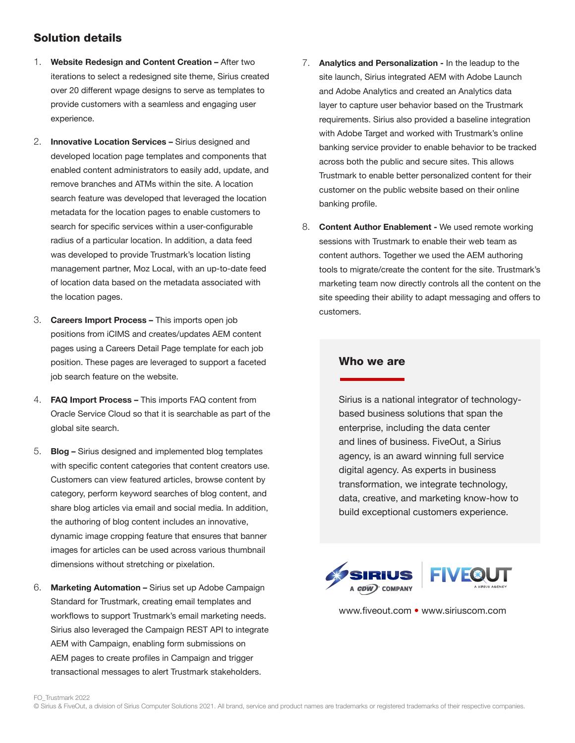## Solution details

1. **Website Redesign and Content Creation –** After two iterations to select a redesigned site theme, Sirius created over 20 different wpage designs to serve as templates to provide customers with a seamless and engaging user experience.

2. **Innovative Location Services –** Sirius designed and developed location page templates and components that enabled content administrators to easily add, update, and remove branches and ATMs within the site. A location search feature was developed that leveraged the location metadata for the location pages to enable customers to search for specific services within a user-configurable radius of a particular location. In addition, a data feed was developed to provide Trustmark's location listing management partner, Moz Local, with an up-to-date feed of location data based on the metadata associated with the location pages.

3. **Careers Import Process –** This imports open job positions from iCIMS and creates/updates AEM content pages using a Careers Detail Page template for each job position. These pages are leveraged to support a faceted job search feature on the website.

4. **FAQ Import Process –** This imports FAQ content from Oracle Service Cloud so that it is searchable as part of the global site search.

5. **Blog –** Sirius designed and implemented blog templates with specific content categories that content creators use. Customers can view featured articles, browse content by category, perform keyword searches of blog content, and share blog articles via email and social media. In addition, the authoring of blog content includes an innovative, dynamic image cropping feature that ensures that banner images for articles can be used across various thumbnail dimensions without stretching or pixelation.

6. **Marketing Automation –** Sirius set up Adobe Campaign Standard for Trustmark, creating email templates and workflows to support Trustmark's email marketing needs. Sirius also leveraged the Campaign REST API to integrate AEM with Campaign, enabling form submissions on AEM pages to create profiles in Campaign and trigger transactional messages to alert Trustmark stakeholders.

7. **Analytics and Personalization -** In the leadup to the site launch, Sirius integrated AEM with Adobe Launch and Adobe Analytics and created an Analytics data layer to capture user behavior based on the Trustmark requirements. Sirius also provided a baseline integration with Adobe Target and worked with Trustmark's online banking service provider to enable behavior to be tracked across both the public and secure sites. This allows Trustmark to enable better personalized content for their customer on the public website based on their online banking profile.

8. **Content Author Enablement -** We used remote working sessions with Trustmark to enable their web team as content authors. Together we used the AEM authoring tools to migrate/create the content for the site. Trustmark's marketing team now directly controls all the content on the site speeding their ability to adapt messaging and offers to customers.

### Who we are

Sirius is a national integrator of technology-based business solutions that span the enterprise, including the data center and lines of business. FiveOut, a Sirius agency, is an award winning full service digital agency. As experts in business transformation, we integrate technology, data, creative, and marketing know-how to build exceptional customers experience.

SIRIUS A CDW COMPANY | FIVEOUT A SIRIUS AGENCY

www.fiveout.com • www.siriuscom.com

FO_Trustmark 2022

© Sirius & FiveOut, a division of Sirius Computer Solutions 2021. All brand, service and product names are trademarks or registered trademarks of their respective companies.